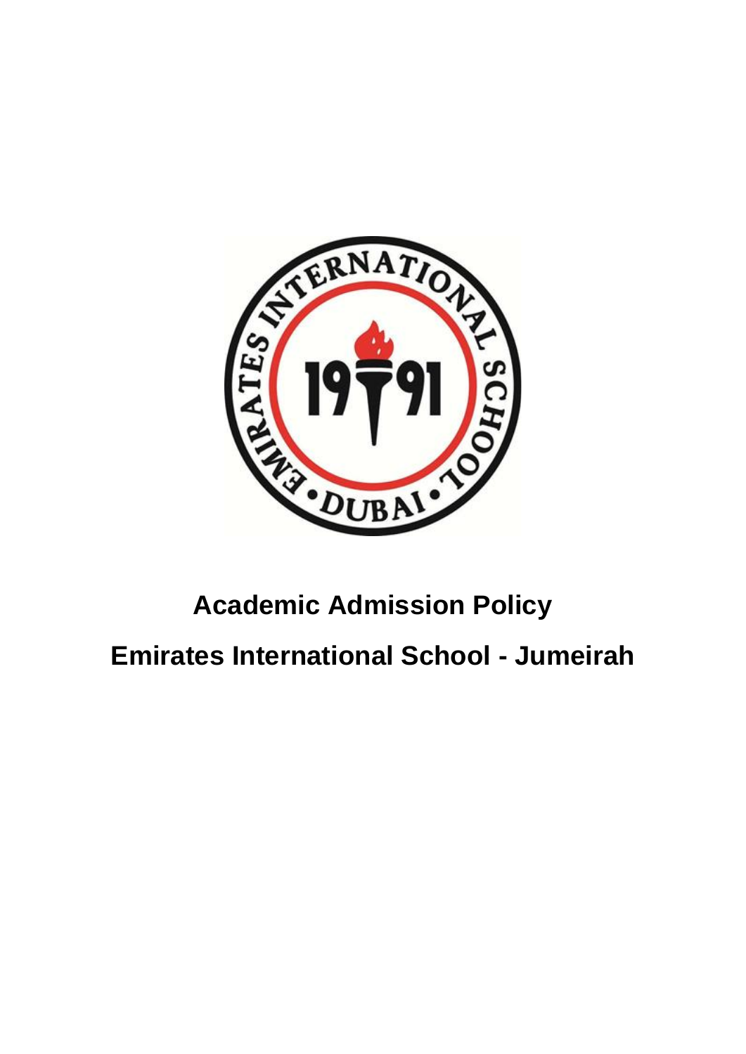# Academic Admission Policy

# Emirates International School - Jumeirah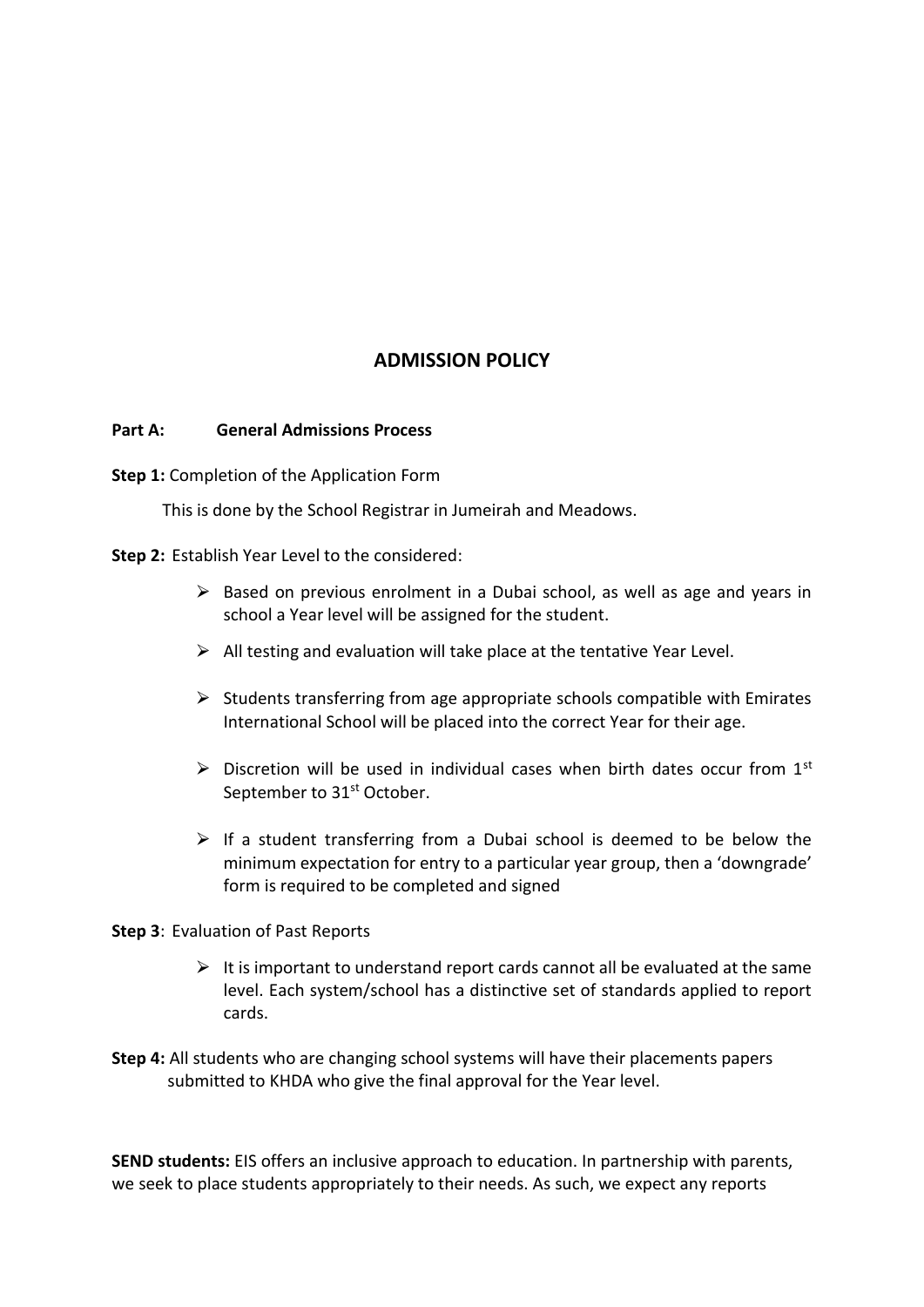# ADMISSION POLICY

**Part A: General Admissions Process**

**Step 1:** Completion of the Application Form

This is done by the School Registrar in Jumeirah and Meadows.

**Step 2:** Establish Year Level to the considered:

- Based on previous enrolment in a Dubai school, as well as age and years in school a Year level will be assigned for the student.
- All testing and evaluation will take place at the tentative Year Level.
- Students transferring from age appropriate schools compatible with Emirates International School will be placed into the correct Year for their age.
- Discretion will be used in individual cases when birth dates occur from 1st September to 31st October.
- If a student transferring from a Dubai school is deemed to be below the minimum expectation for entry to a particular year group, then a 'downgrade' form is required to be completed and signed

**Step 3**: Evaluation of Past Reports

- It is important to understand report cards cannot all be evaluated at the same level. Each system/school has a distinctive set of standards applied to report cards.

**Step 4:** All students who are changing school systems will have their placements papers submitted to KHDA who give the final approval for the Year level.

**SEND students:** EIS offers an inclusive approach to education. In partnership with parents, we seek to place students appropriately to their needs. As such, we expect any reports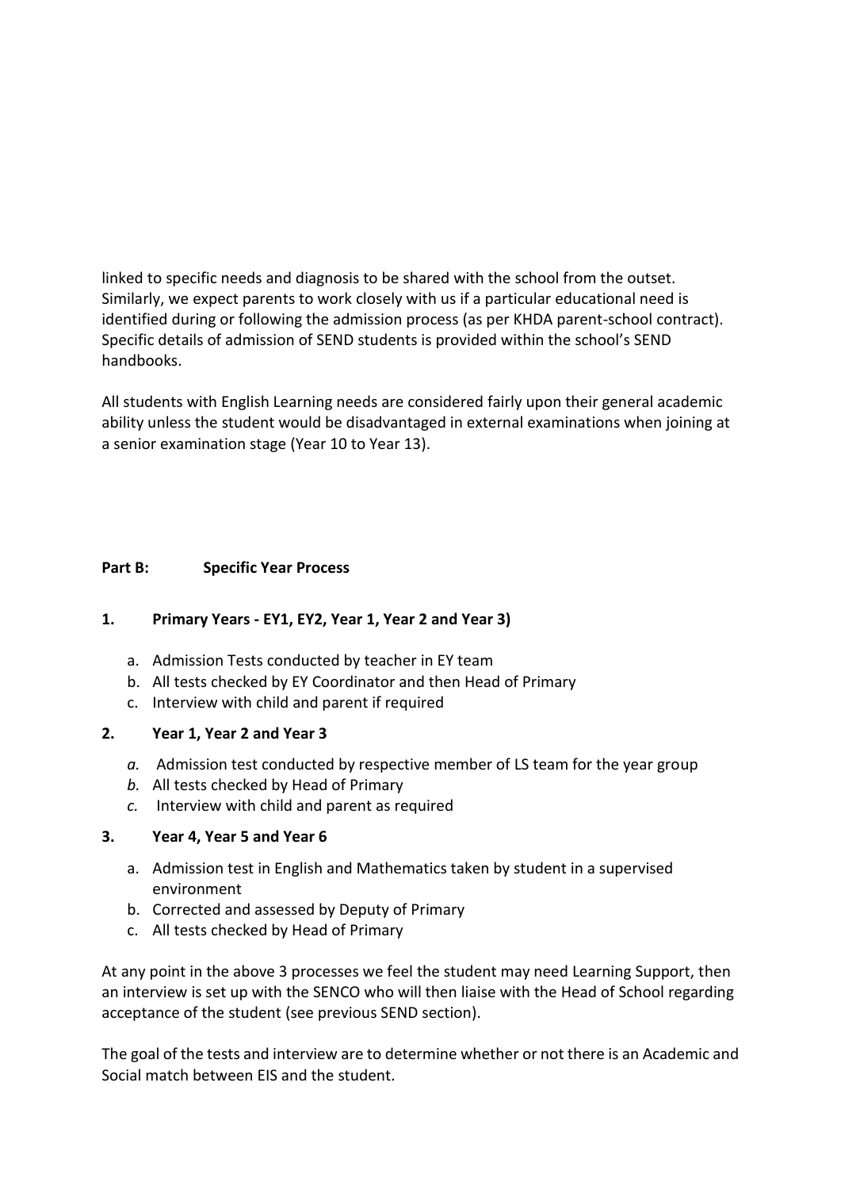linked to specific needs and diagnosis to be shared with the school from the outset. Similarly, we expect parents to work closely with us if a particular educational need is identified during or following the admission process (as per KHDA parent-school contract). Specific details of admission of SEND students is provided within the school's SEND handbooks.

All students with English Learning needs are considered fairly upon their general academic ability unless the student would be disadvantaged in external examinations when joining at a senior examination stage (Year 10 to Year 13).

## Part B: Specific Year Process

### 1. Primary Years - EY1, EY2, Year 1, Year 2 and Year 3)

a. Admission Tests conducted by teacher in EY team
b. All tests checked by EY Coordinator and then Head of Primary
c. Interview with child and parent if required

### 2. Year 1, Year 2 and Year 3

*a.* Admission test conducted by respective member of LS team for the year group
*b.* All tests checked by Head of Primary
*c.* Interview with child and parent as required

### 3. Year 4, Year 5 and Year 6

a. Admission test in English and Mathematics taken by student in a supervised environment
b. Corrected and assessed by Deputy of Primary
c. All tests checked by Head of Primary

At any point in the above 3 processes we feel the student may need Learning Support, then an interview is set up with the SENCO who will then liaise with the Head of School regarding acceptance of the student (see previous SEND section).

The goal of the tests and interview are to determine whether or not there is an Academic and Social match between EIS and the student.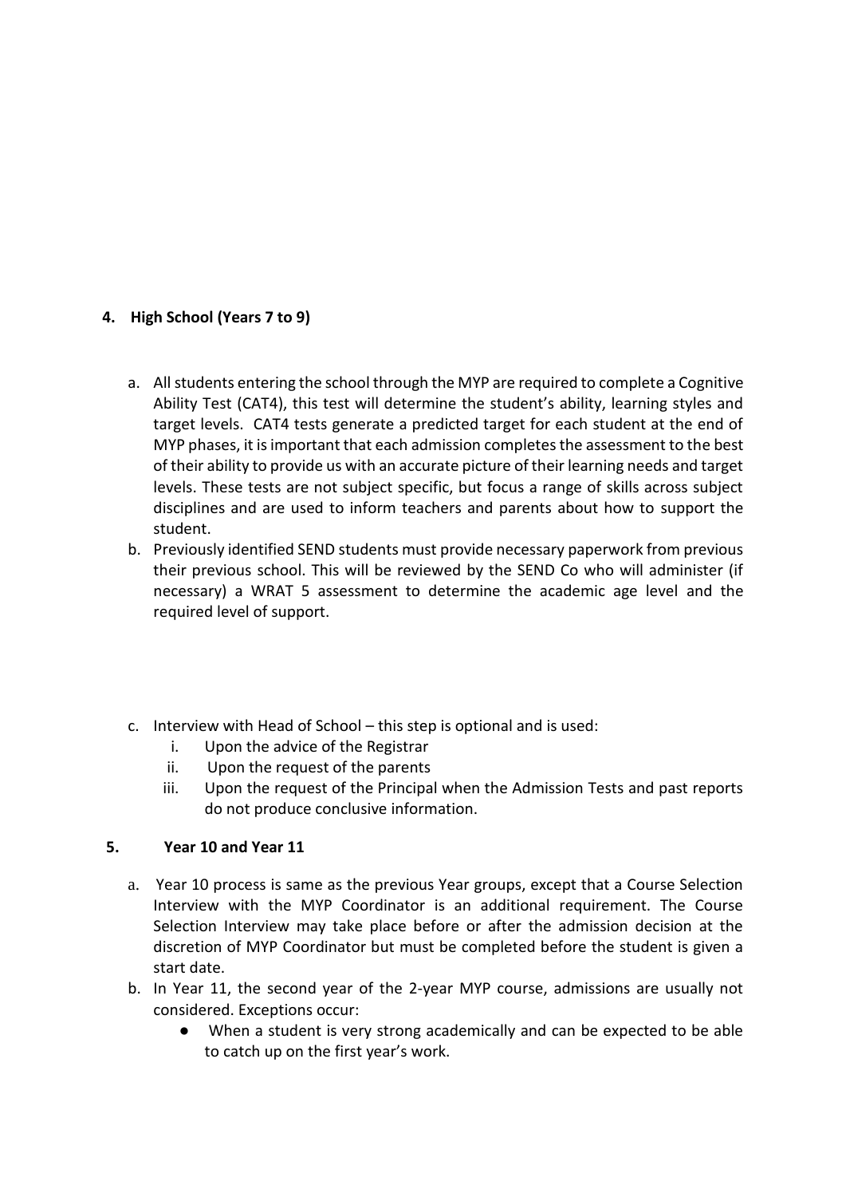## 4. High School (Years 7 to 9)

a. All students entering the school through the MYP are required to complete a Cognitive Ability Test (CAT4), this test will determine the student's ability, learning styles and target levels. CAT4 tests generate a predicted target for each student at the end of MYP phases, it is important that each admission completes the assessment to the best of their ability to provide us with an accurate picture of their learning needs and target levels. These tests are not subject specific, but focus a range of skills across subject disciplines and are used to inform teachers and parents about how to support the student.

b. Previously identified SEND students must provide necessary paperwork from previous their previous school. This will be reviewed by the SEND Co who will administer (if necessary) a WRAT 5 assessment to determine the academic age level and the required level of support.

c. Interview with Head of School – this step is optional and is used:
   i. Upon the advice of the Registrar
   ii. Upon the request of the parents
   iii. Upon the request of the Principal when the Admission Tests and past reports do not produce conclusive information.

## 5. Year 10 and Year 11

a. Year 10 process is same as the previous Year groups, except that a Course Selection Interview with the MYP Coordinator is an additional requirement. The Course Selection Interview may take place before or after the admission decision at the discretion of MYP Coordinator but must be completed before the student is given a start date.

b. In Year 11, the second year of the 2-year MYP course, admissions are usually not considered. Exceptions occur:
   - When a student is very strong academically and can be expected to be able to catch up on the first year's work.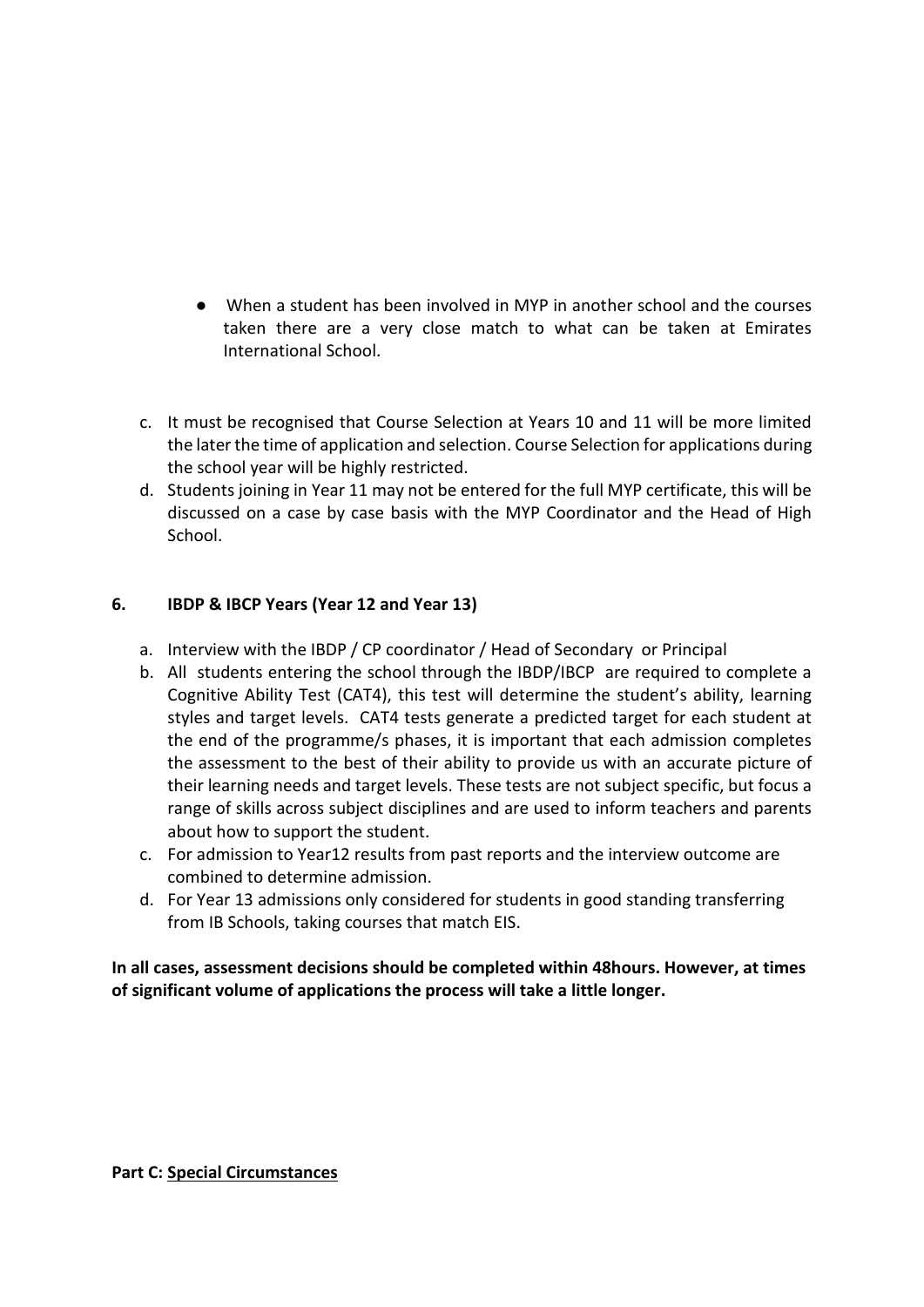- When a student has been involved in MYP in another school and the courses taken there are a very close match to what can be taken at Emirates International School.

c. It must be recognised that Course Selection at Years 10 and 11 will be more limited the later the time of application and selection. Course Selection for applications during the school year will be highly restricted.
d. Students joining in Year 11 may not be entered for the full MYP certificate, this will be discussed on a case by case basis with the MYP Coordinator and the Head of High School.

**6. IBDP & IBCP Years (Year 12 and Year 13)**

a. Interview with the IBDP / CP coordinator / Head of Secondary or Principal
b. All students entering the school through the IBDP/IBCP are required to complete a Cognitive Ability Test (CAT4), this test will determine the student's ability, learning styles and target levels. CAT4 tests generate a predicted target for each student at the end of the programme/s phases, it is important that each admission completes the assessment to the best of their ability to provide us with an accurate picture of their learning needs and target levels. These tests are not subject specific, but focus a range of skills across subject disciplines and are used to inform teachers and parents about how to support the student.
c. For admission to Year12 results from past reports and the interview outcome are combined to determine admission.
d. For Year 13 admissions only considered for students in good standing transferring from IB Schools, taking courses that match EIS.

**In all cases, assessment decisions should be completed within 48hours. However, at times of significant volume of applications the process will take a little longer.**

**Part C: <u>Special Circumstances</u>**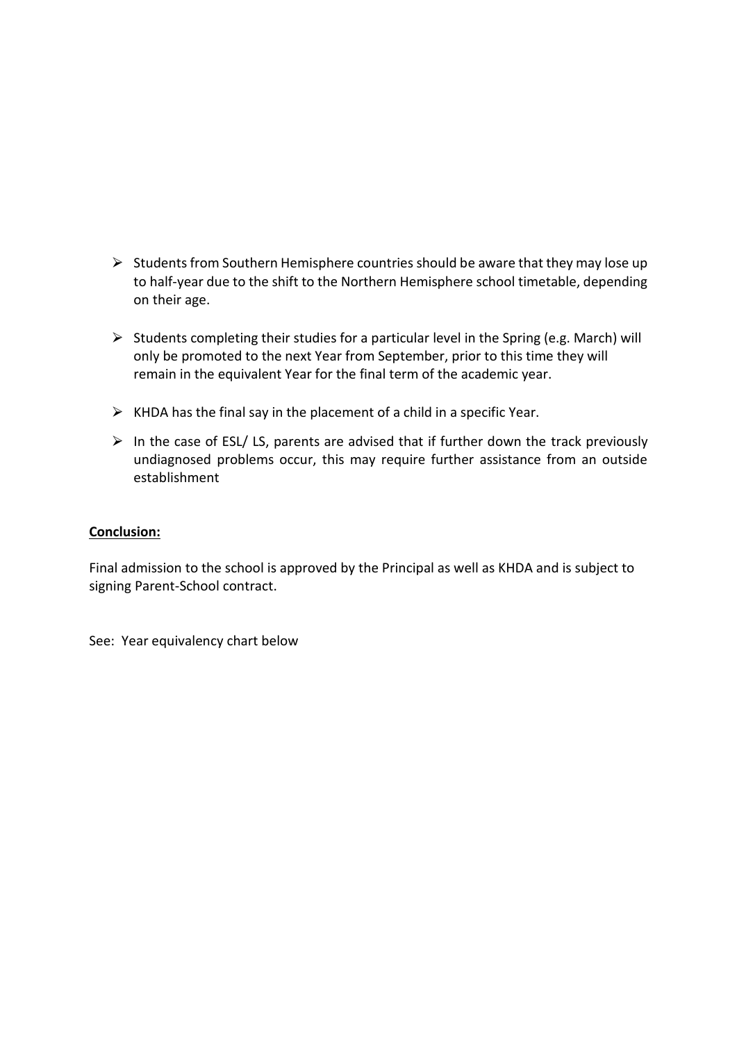- Students from Southern Hemisphere countries should be aware that they may lose up to half-year due to the shift to the Northern Hemisphere school timetable, depending on their age.

- Students completing their studies for a particular level in the Spring (e.g. March) will only be promoted to the next Year from September, prior to this time they will remain in the equivalent Year for the final term of the academic year.

- KHDA has the final say in the placement of a child in a specific Year.

- In the case of ESL/ LS, parents are advised that if further down the track previously undiagnosed problems occur, this may require further assistance from an outside establishment

**Conclusion:**

Final admission to the school is approved by the Principal as well as KHDA and is subject to signing Parent-School contract.

See: Year equivalency chart below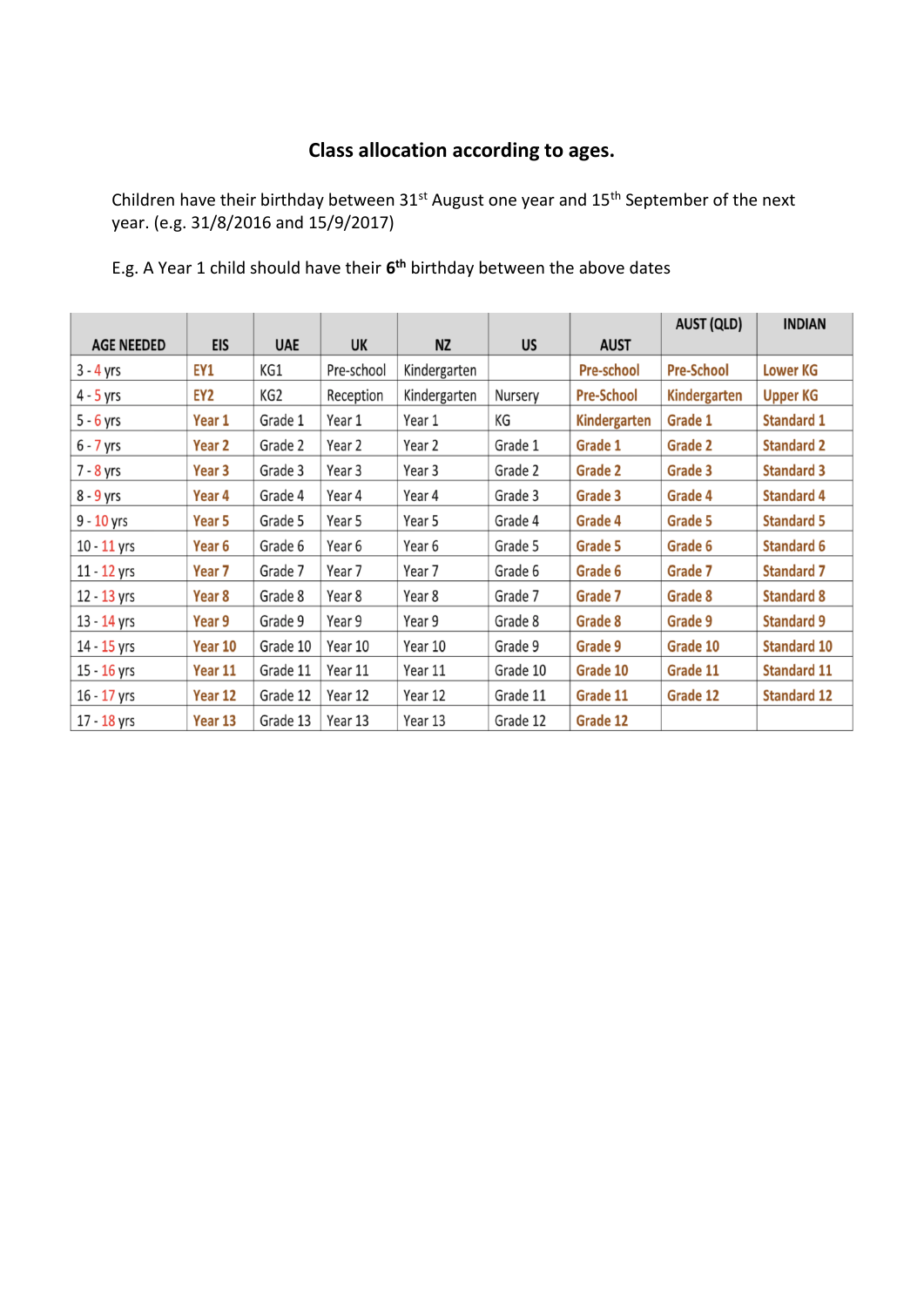# Class allocation according to ages.

Children have their birthday between 31st August one year and 15th September of the next year. (e.g. 31/8/2016 and 15/9/2017)

E.g. A Year 1 child should have their **6th** birthday between the above dates

| AGE NEEDED | EIS | UAE | UK | NZ | US | AUST | AUST (QLD) | INDIAN |
|---|---|---|---|---|---|---|---|---|
| 3 - 4 yrs | EY1 | KG1 | Pre-school | Kindergarten | | Pre-school | Pre-School | Lower KG |
| 4 - 5 yrs | EY2 | KG2 | Reception | Kindergarten | Nursery | Pre-School | Kindergarten | Upper KG |
| 5 - 6 yrs | Year 1 | Grade 1 | Year 1 | Year 1 | KG | Kindergarten | Grade 1 | Standard 1 |
| 6 - 7 yrs | Year 2 | Grade 2 | Year 2 | Year 2 | Grade 1 | Grade 1 | Grade 2 | Standard 2 |
| 7 - 8 yrs | Year 3 | Grade 3 | Year 3 | Year 3 | Grade 2 | Grade 2 | Grade 3 | Standard 3 |
| 8 - 9 yrs | Year 4 | Grade 4 | Year 4 | Year 4 | Grade 3 | Grade 3 | Grade 4 | Standard 4 |
| 9 - 10 yrs | Year 5 | Grade 5 | Year 5 | Year 5 | Grade 4 | Grade 4 | Grade 5 | Standard 5 |
| 10 - 11 yrs | Year 6 | Grade 6 | Year 6 | Year 6 | Grade 5 | Grade 5 | Grade 6 | Standard 6 |
| 11 - 12 yrs | Year 7 | Grade 7 | Year 7 | Year 7 | Grade 6 | Grade 6 | Grade 7 | Standard 7 |
| 12 - 13 yrs | Year 8 | Grade 8 | Year 8 | Year 8 | Grade 7 | Grade 7 | Grade 8 | Standard 8 |
| 13 - 14 yrs | Year 9 | Grade 9 | Year 9 | Year 9 | Grade 8 | Grade 8 | Grade 9 | Standard 9 |
| 14 - 15 yrs | Year 10 | Grade 10 | Year 10 | Year 10 | Grade 9 | Grade 9 | Grade 10 | Standard 10 |
| 15 - 16 yrs | Year 11 | Grade 11 | Year 11 | Year 11 | Grade 10 | Grade 10 | Grade 11 | Standard 11 |
| 16 - 17 yrs | Year 12 | Grade 12 | Year 12 | Year 12 | Grade 11 | Grade 11 | Grade 12 | Standard 12 |
| 17 - 18 yrs | Year 13 | Grade 13 | Year 13 | Year 13 | Grade 12 | Grade 12 | | |